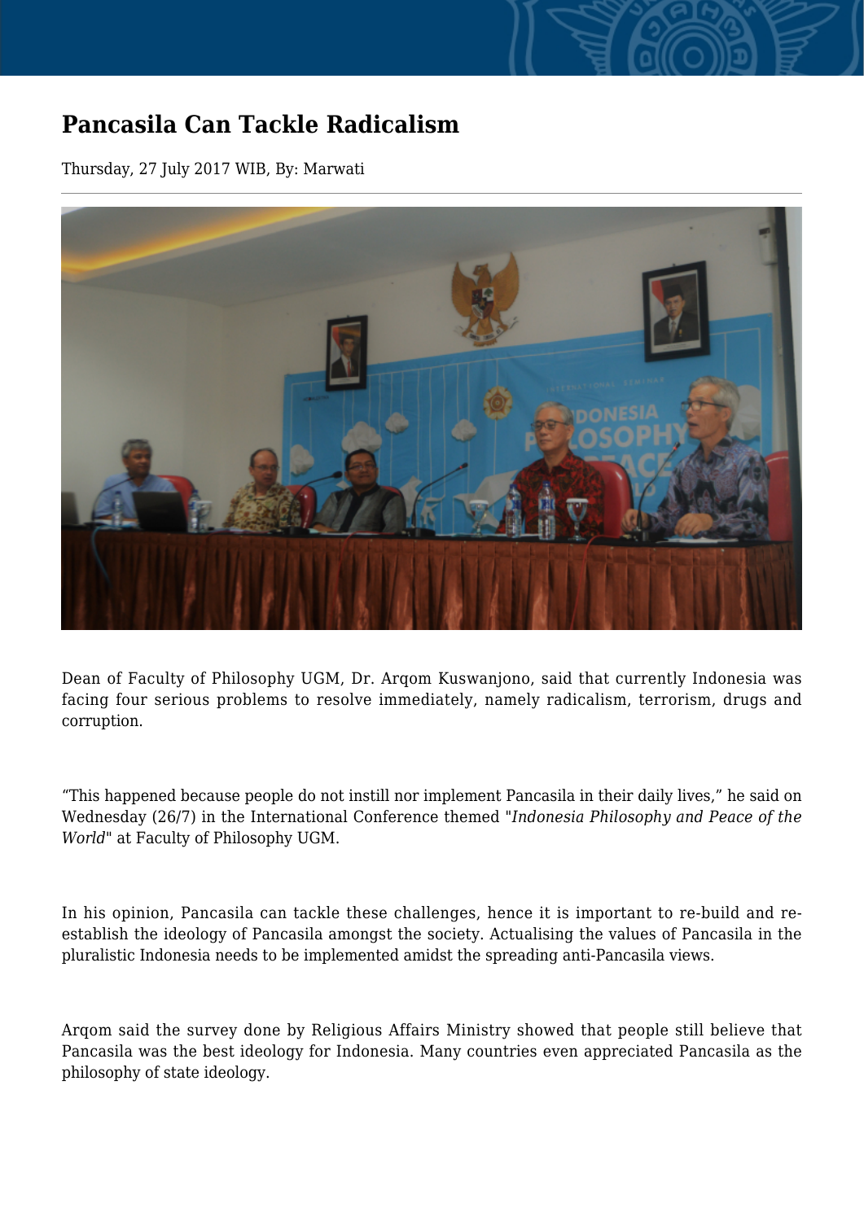# Pancasila Can Tackle Radicalism

Thursday, 27 July 2017 WIB, By: Marwati

Dean of Faculty of Philosophy UGM, Dr. Arqom Kuswanjono, said that currently Indonesia was facing four serious problems to resolve immediately, namely radicalism, terrorism, drugs and corruption.

“This happened because people do not instill nor implement Pancasila in their daily lives,” he said on Wednesday (26/7) in the International Conference themed "*Indonesia Philosophy and Peace of the World*" at Faculty of Philosophy UGM.

In his opinion, Pancasila can tackle these challenges, hence it is important to re-build and re-establish the ideology of Pancasila amongst the society. Actualising the values of Pancasila in the pluralistic Indonesia needs to be implemented amidst the spreading anti-Pancasila views.

Arqom said the survey done by Religious Affairs Ministry showed that people still believe that Pancasila was the best ideology for Indonesia. Many countries even appreciated Pancasila as the philosophy of state ideology.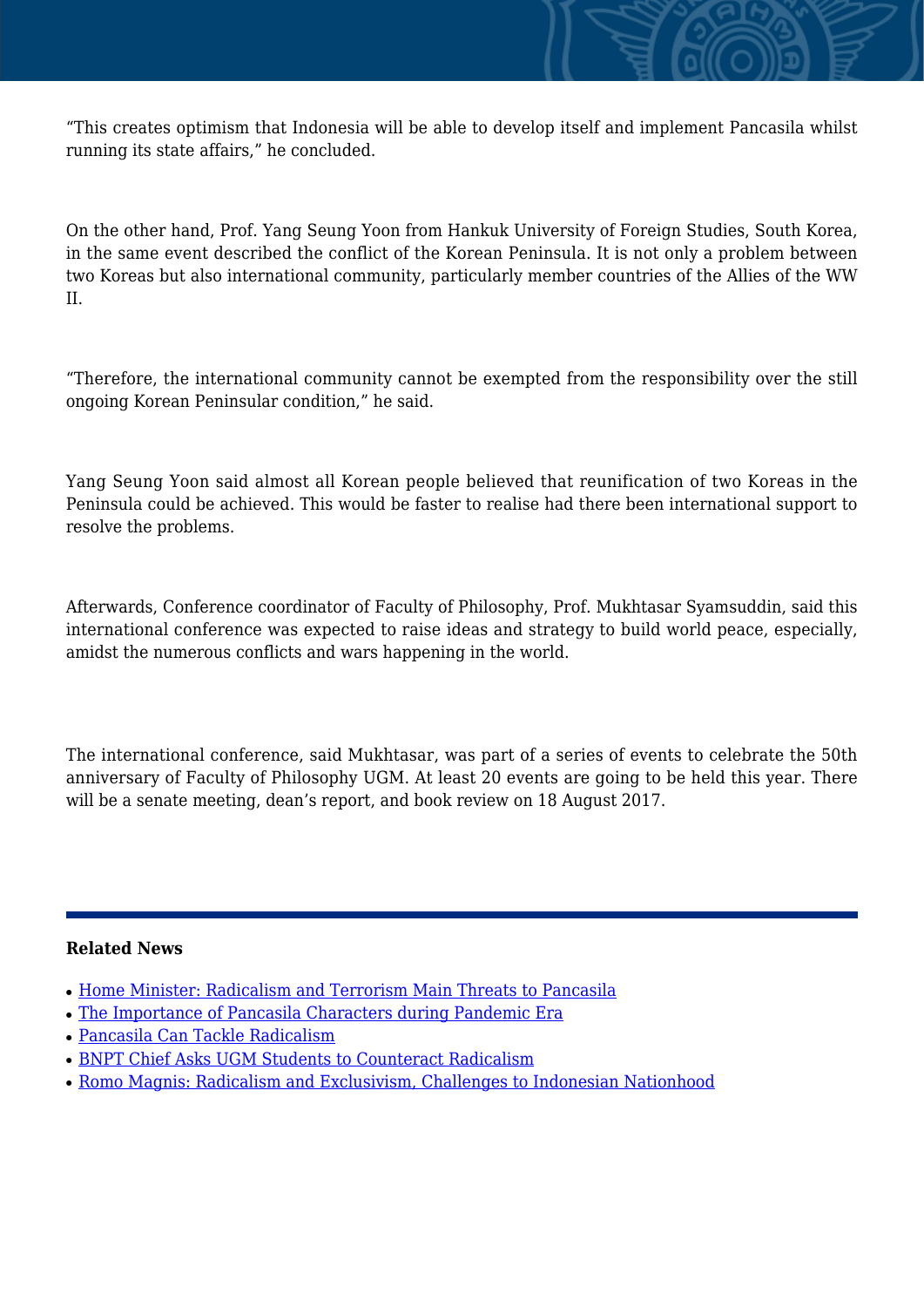"This creates optimism that Indonesia will be able to develop itself and implement Pancasila whilst running its state affairs," he concluded.

On the other hand, Prof. Yang Seung Yoon from Hankuk University of Foreign Studies, South Korea, in the same event described the conflict of the Korean Peninsula. It is not only a problem between two Koreas but also international community, particularly member countries of the Allies of the WW II.

"Therefore, the international community cannot be exempted from the responsibility over the still ongoing Korean Peninsular condition," he said.

Yang Seung Yoon said almost all Korean people believed that reunification of two Koreas in the Peninsula could be achieved. This would be faster to realise had there been international support to resolve the problems.

Afterwards, Conference coordinator of Faculty of Philosophy, Prof. Mukhtasar Syamsuddin, said this international conference was expected to raise ideas and strategy to build world peace, especially, amidst the numerous conflicts and wars happening in the world.

The international conference, said Mukhtasar, was part of a series of events to celebrate the 50th anniversary of Faculty of Philosophy UGM. At least 20 events are going to be held this year. There will be a senate meeting, dean's report, and book review on 18 August 2017.

---

**Related News**

- Home Minister: Radicalism and Terrorism Main Threats to Pancasila
- The Importance of Pancasila Characters during Pandemic Era
- Pancasila Can Tackle Radicalism
- BNPT Chief Asks UGM Students to Counteract Radicalism
- Romo Magnis: Radicalism and Exclusivism, Challenges to Indonesian Nationhood